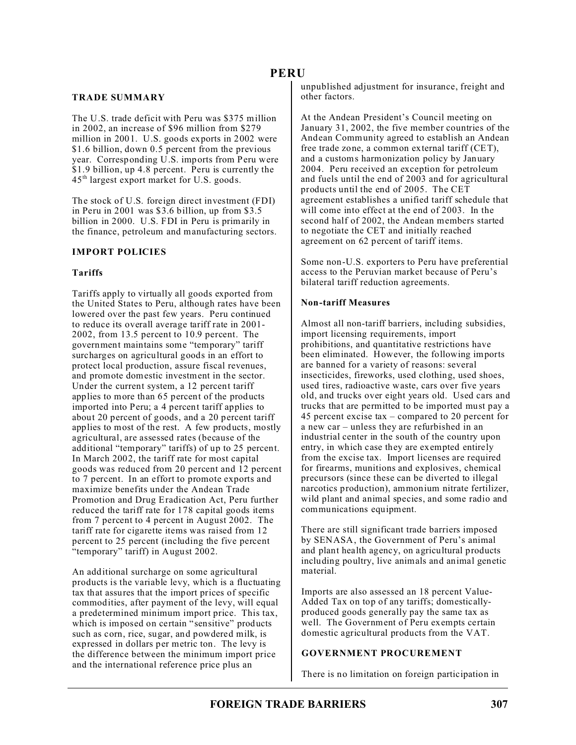# PERU

## TRADE SUMMARY

The U.S. trade deficit with Peru was $375 million in 2002, an increase of $96 million from $279 million in 2001. U.S. goods exports in 2002 were $1.6 billion, down 0.5 percent from the previous year. Corresponding U.S. imports from Peru were $1.9 billion, up 4.8 percent. Peru is currently the 45th largest export market for U.S. goods.

The stock of U.S. foreign direct investment (FDI) in Peru in 2001 was $3.6 billion, up from $3.5 billion in 2000. U.S. FDI in Peru is primarily in the finance, petroleum and manufacturing sectors.

## IMPORT POLICIES

### Tariffs

Tariffs apply to virtually all goods exported from the United States to Peru, although rates have been lowered over the past few years. Peru continued to reduce its overall average tariff rate in 2001-2002, from 13.5 percent to 10.9 percent. The government maintains some "temporary" tariff surcharges on agricultural goods in an effort to protect local production, assure fiscal revenues, and promote domestic investment in the sector. Under the current system, a 12 percent tariff applies to more than 65 percent of the products imported into Peru; a 4 percent tariff applies to about 20 percent of goods, and a 20 percent tariff applies to most of the rest. A few products, mostly agricultural, are assessed rates (because of the additional "temporary" tariffs) of up to 25 percent. In March 2002, the tariff rate for most capital goods was reduced from 20 percent and 12 percent to 7 percent. In an effort to promote exports and maximize benefits under the Andean Trade Promotion and Drug Eradication Act, Peru further reduced the tariff rate for 178 capital goods items from 7 percent to 4 percent in August 2002. The tariff rate for cigarette items was raised from 12 percent to 25 percent (including the five percent "temporary" tariff) in August 2002.

An additional surcharge on some agricultural products is the variable levy, which is a fluctuating tax that assures that the import prices of specific commodities, after payment of the levy, will equal a predetermined minimum import price. This tax, which is imposed on certain "sensitive" products such as corn, rice, sugar, and powdered milk, is expressed in dollars per metric ton. The levy is the difference between the minimum import price and the international reference price plus an unpublished adjustment for insurance, freight and other factors.

At the Andean President's Council meeting on January 31, 2002, the five member countries of the Andean Community agreed to establish an Andean free trade zone, a common external tariff (CET), and a customs harmonization policy by January 2004. Peru received an exception for petroleum and fuels until the end of 2003 and for agricultural products until the end of 2005. The CET agreement establishes a unified tariff schedule that will come into effect at the end of 2003. In the second half of 2002, the Andean members started to negotiate the CET and initially reached agreement on 62 percent of tariff items.

Some non-U.S. exporters to Peru have preferential access to the Peruvian market because of Peru's bilateral tariff reduction agreements.

### Non-tariff Measures

Almost all non-tariff barriers, including subsidies, import licensing requirements, import prohibitions, and quantitative restrictions have been eliminated. However, the following imports are banned for a variety of reasons: several insecticides, fireworks, used clothing, used shoes, used tires, radioactive waste, cars over five years old, and trucks over eight years old. Used cars and trucks that are permitted to be imported must pay a 45 percent excise tax – compared to 20 percent for a new car – unless they are refurbished in an industrial center in the south of the country upon entry, in which case they are exempted entirely from the excise tax. Import licenses are required for firearms, munitions and explosives, chemical precursors (since these can be diverted to illegal narcotics production), ammonium nitrate fertilizer, wild plant and animal species, and some radio and communications equipment.

There are still significant trade barriers imposed by SENASA, the Government of Peru's animal and plant health agency, on agricultural products including poultry, live animals and animal genetic material.

Imports are also assessed an 18 percent Value-Added Tax on top of any tariffs; domestically-produced goods generally pay the same tax as well. The Government of Peru exempts certain domestic agricultural products from the VAT.

## GOVERNMENT PROCUREMENT

There is no limitation on foreign participation in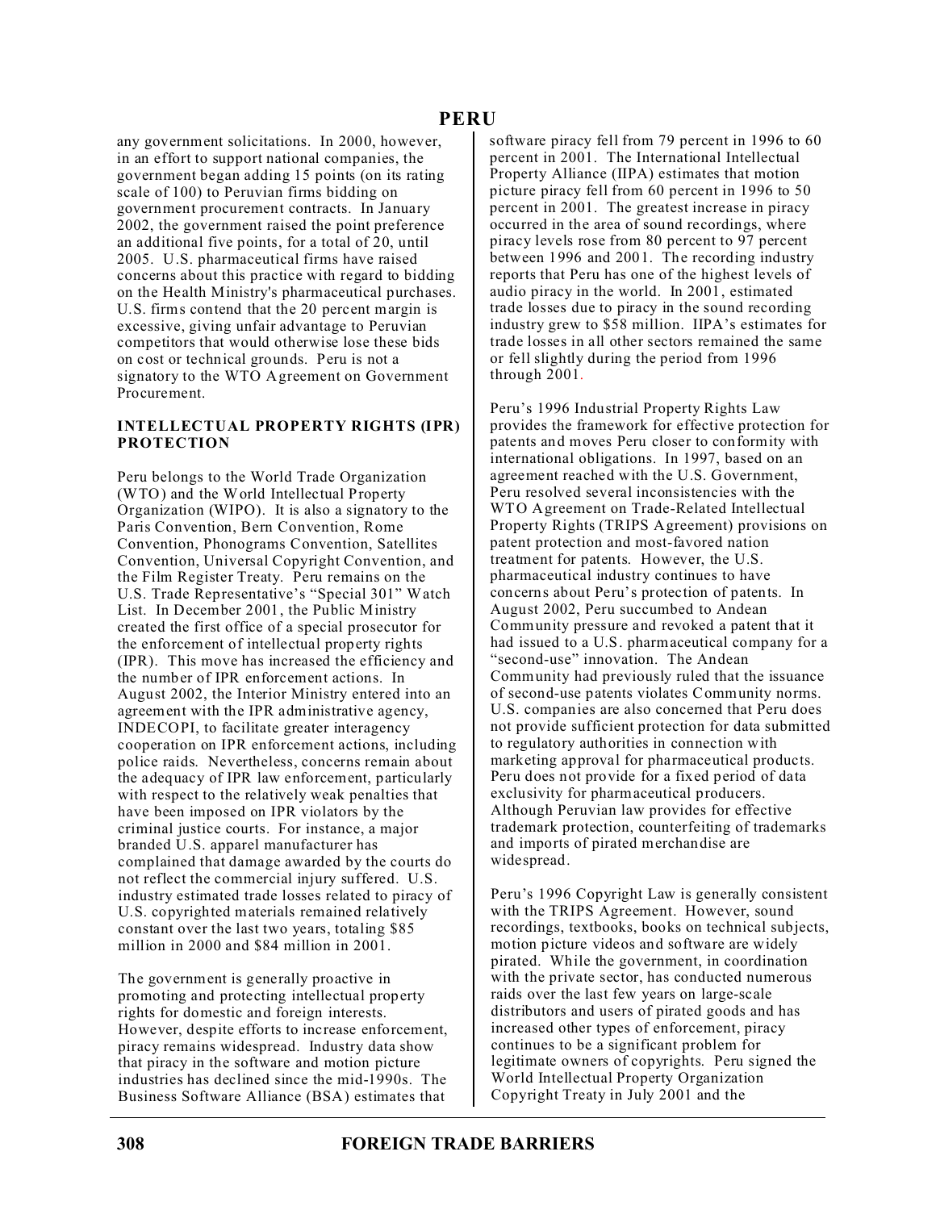any government solicitations. In 2000, however, in an effort to support national companies, the government began adding 15 points (on its rating scale of 100) to Peruvian firms bidding on government procurement contracts. In January 2002, the government raised the point preference an additional five points, for a total of 20, until 2005. U.S. pharmaceutical firms have raised concerns about this practice with regard to bidding on the Health Ministry's pharmaceutical purchases. U.S. firms contend that the 20 percent margin is excessive, giving unfair advantage to Peruvian competitors that would otherwise lose these bids on cost or technical grounds. Peru is not a signatory to the WTO Agreement on Government Procurement.

## INTELLECTUAL PROPERTY RIGHTS (IPR) PROTECTION

Peru belongs to the World Trade Organization (WTO) and the World Intellectual Property Organization (WIPO). It is also a signatory to the Paris Convention, Bern Convention, Rome Convention, Phonograms Convention, Satellites Convention, Universal Copyright Convention, and the Film Register Treaty. Peru remains on the U.S. Trade Representative's "Special 301" Watch List. In December 2001, the Public Ministry created the first office of a special prosecutor for the enforcement of intellectual property rights (IPR). This move has increased the efficiency and the number of IPR enforcement actions. In August 2002, the Interior Ministry entered into an agreement with the IPR administrative agency, INDECOPI, to facilitate greater interagency cooperation on IPR enforcement actions, including police raids. Nevertheless, concerns remain about the adequacy of IPR law enforcement, particularly with respect to the relatively weak penalties that have been imposed on IPR violators by the criminal justice courts. For instance, a major branded U.S. apparel manufacturer has complained that damage awarded by the courts do not reflect the commercial injury suffered. U.S. industry estimated trade losses related to piracy of U.S. copyrighted materials remained relatively constant over the last two years, totaling $85 million in 2000 and $84 million in 2001.

The government is generally proactive in promoting and protecting intellectual property rights for domestic and foreign interests. However, despite efforts to increase enforcement, piracy remains widespread. Industry data show that piracy in the software and motion picture industries has declined since the mid-1990s. The Business Software Alliance (BSA) estimates that software piracy fell from 79 percent in 1996 to 60 percent in 2001. The International Intellectual Property Alliance (IIPA) estimates that motion picture piracy fell from 60 percent in 1996 to 50 percent in 2001. The greatest increase in piracy occurred in the area of sound recordings, where piracy levels rose from 80 percent to 97 percent between 1996 and 2001. The recording industry reports that Peru has one of the highest levels of audio piracy in the world. In 2001, estimated trade losses due to piracy in the sound recording industry grew to $58 million. IIPA's estimates for trade losses in all other sectors remained the same or fell slightly during the period from 1996 through 2001.

Peru's 1996 Industrial Property Rights Law provides the framework for effective protection for patents and moves Peru closer to conformity with international obligations. In 1997, based on an agreement reached with the U.S. Government, Peru resolved several inconsistencies with the WTO Agreement on Trade-Related Intellectual Property Rights (TRIPS Agreement) provisions on patent protection and most-favored nation treatment for patents. However, the U.S. pharmaceutical industry continues to have concerns about Peru's protection of patents. In August 2002, Peru succumbed to Andean Community pressure and revoked a patent that it had issued to a U.S. pharmaceutical company for a "second-use" innovation. The Andean Community had previously ruled that the issuance of second-use patents violates Community norms. U.S. companies are also concerned that Peru does not provide sufficient protection for data submitted to regulatory authorities in connection with marketing approval for pharmaceutical products. Peru does not provide for a fixed period of data exclusivity for pharmaceutical producers. Although Peruvian law provides for effective trademark protection, counterfeiting of trademarks and imports of pirated merchandise are widespread.

Peru's 1996 Copyright Law is generally consistent with the TRIPS Agreement. However, sound recordings, textbooks, books on technical subjects, motion picture videos and software are widely pirated. While the government, in coordination with the private sector, has conducted numerous raids over the last few years on large-scale distributors and users of pirated goods and has increased other types of enforcement, piracy continues to be a significant problem for legitimate owners of copyrights. Peru signed the World Intellectual Property Organization Copyright Treaty in July 2001 and the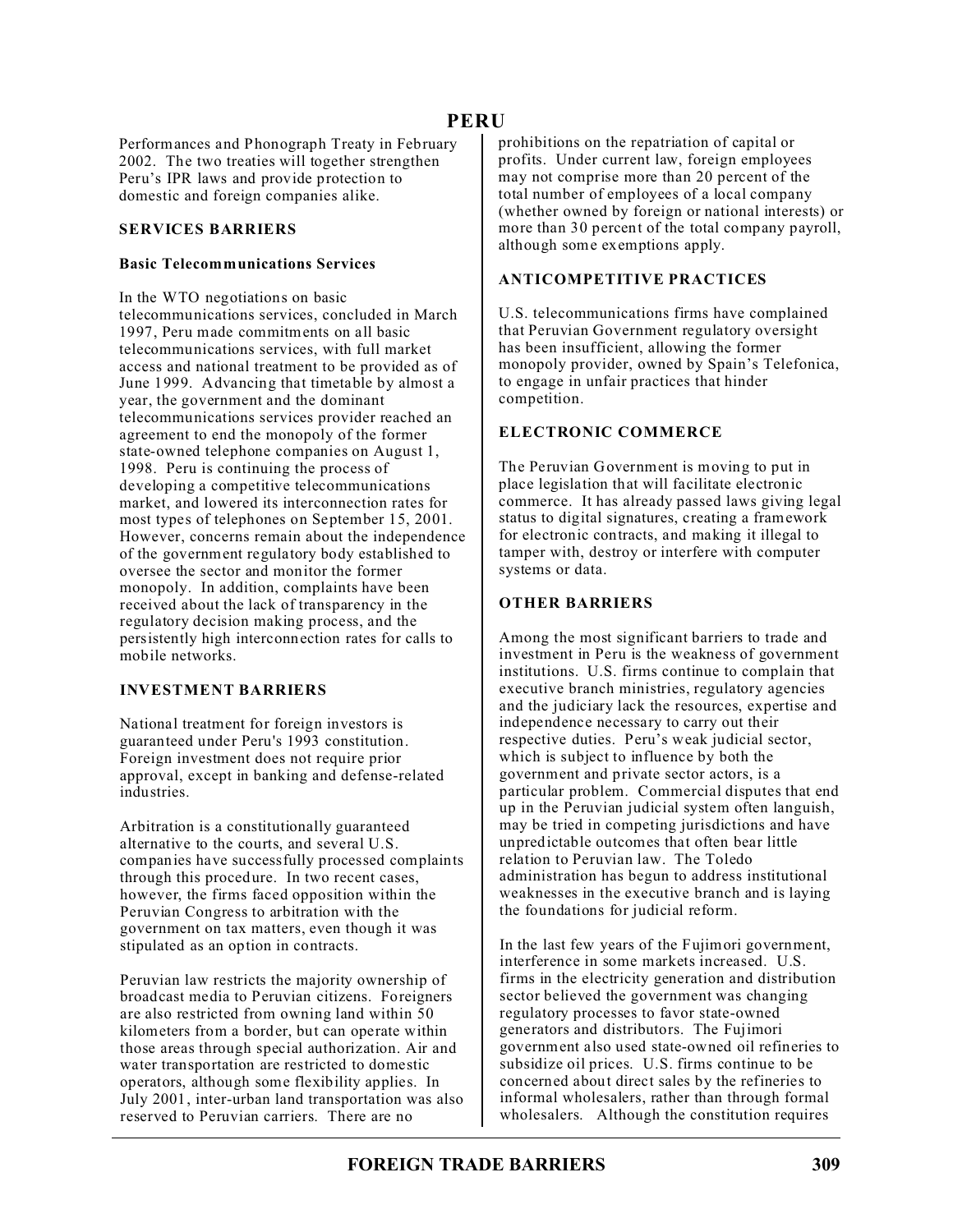Performances and Phonograph Treaty in February 2002. The two treaties will together strengthen Peru's IPR laws and provide protection to domestic and foreign companies alike.

## SERVICES BARRIERS

### Basic Telecommunications Services

In the WTO negotiations on basic telecommunications services, concluded in March 1997, Peru made commitments on all basic telecommunications services, with full market access and national treatment to be provided as of June 1999. Advancing that timetable by almost a year, the government and the dominant telecommunications services provider reached an agreement to end the monopoly of the former state-owned telephone companies on August 1, 1998. Peru is continuing the process of developing a competitive telecommunications market, and lowered its interconnection rates for most types of telephones on September 15, 2001. However, concerns remain about the independence of the government regulatory body established to oversee the sector and monitor the former monopoly. In addition, complaints have been received about the lack of transparency in the regulatory decision making process, and the persistently high interconnection rates for calls to mobile networks.

## INVESTMENT BARRIERS

National treatment for foreign investors is guaranteed under Peru's 1993 constitution. Foreign investment does not require prior approval, except in banking and defense-related industries.

Arbitration is a constitutionally guaranteed alternative to the courts, and several U.S. companies have successfully processed complaints through this procedure. In two recent cases, however, the firms faced opposition within the Peruvian Congress to arbitration with the government on tax matters, even though it was stipulated as an option in contracts.

Peruvian law restricts the majority ownership of broadcast media to Peruvian citizens. Foreigners are also restricted from owning land within 50 kilometers from a border, but can operate within those areas through special authorization. Air and water transportation are restricted to domestic operators, although some flexibility applies. In July 2001, inter-urban land transportation was also reserved to Peruvian carriers. There are no prohibitions on the repatriation of capital or profits. Under current law, foreign employees may not comprise more than 20 percent of the total number of employees of a local company (whether owned by foreign or national interests) or more than 30 percent of the total company payroll, although some exemptions apply.

## ANTICOMPETITIVE PRACTICES

U.S. telecommunications firms have complained that Peruvian Government regulatory oversight has been insufficient, allowing the former monopoly provider, owned by Spain's Telefonica, to engage in unfair practices that hinder competition.

## ELECTRONIC COMMERCE

The Peruvian Government is moving to put in place legislation that will facilitate electronic commerce. It has already passed laws giving legal status to digital signatures, creating a framework for electronic contracts, and making it illegal to tamper with, destroy or interfere with computer systems or data.

## OTHER BARRIERS

Among the most significant barriers to trade and investment in Peru is the weakness of government institutions. U.S. firms continue to complain that executive branch ministries, regulatory agencies and the judiciary lack the resources, expertise and independence necessary to carry out their respective duties. Peru's weak judicial sector, which is subject to influence by both the government and private sector actors, is a particular problem. Commercial disputes that end up in the Peruvian judicial system often languish, may be tried in competing jurisdictions and have unpredictable outcomes that often bear little relation to Peruvian law. The Toledo administration has begun to address institutional weaknesses in the executive branch and is laying the foundations for judicial reform.

In the last few years of the Fujimori government, interference in some markets increased. U.S. firms in the electricity generation and distribution sector believed the government was changing regulatory processes to favor state-owned generators and distributors. The Fujimori government also used state-owned oil refineries to subsidize oil prices. U.S. firms continue to be concerned about direct sales by the refineries to informal wholesalers, rather than through formal wholesalers. Although the constitution requires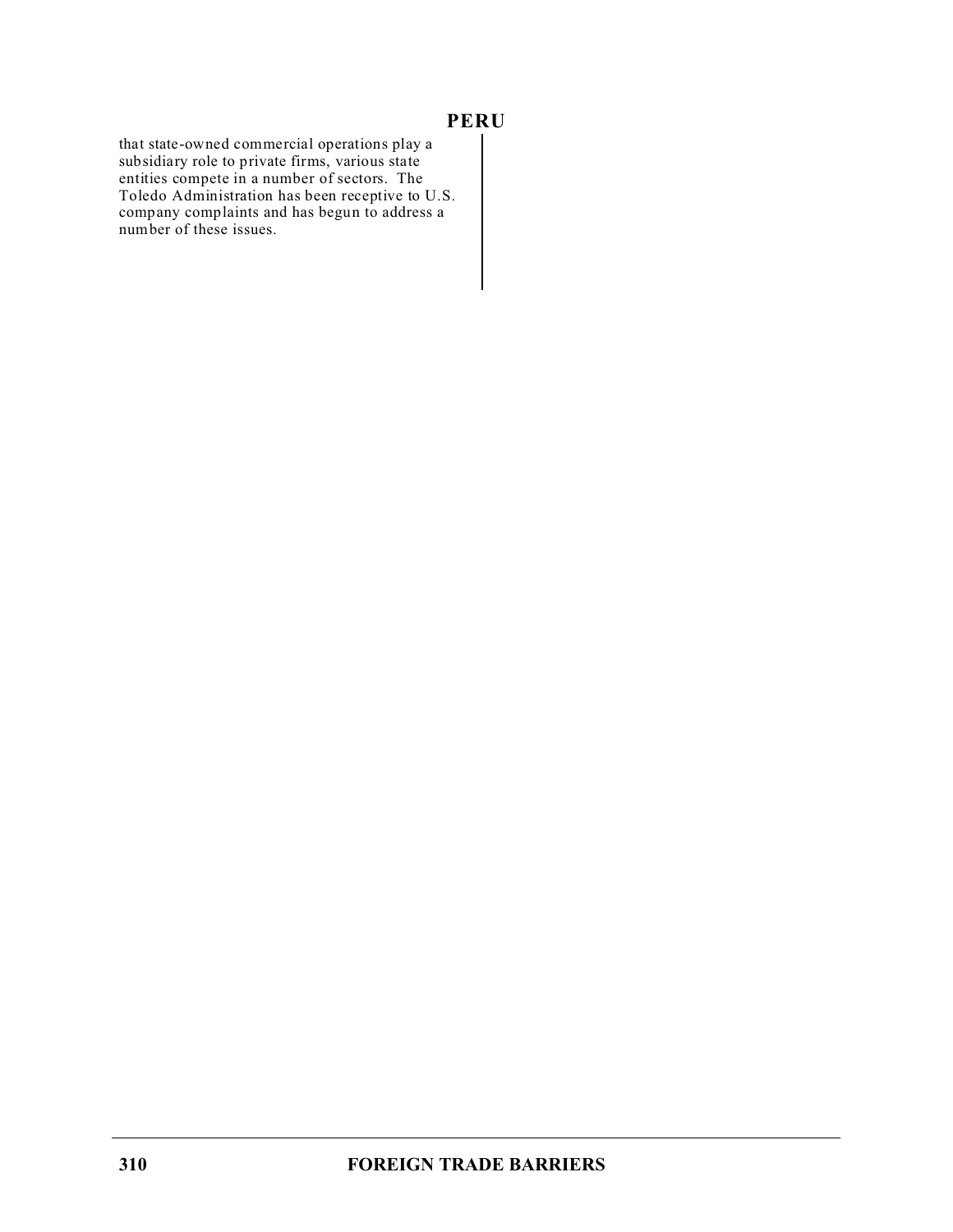that state-owned commercial operations play a subsidiary role to private firms, various state entities compete in a number of sectors. The Toledo Administration has been receptive to U.S. company complaints and has begun to address a number of these issues.